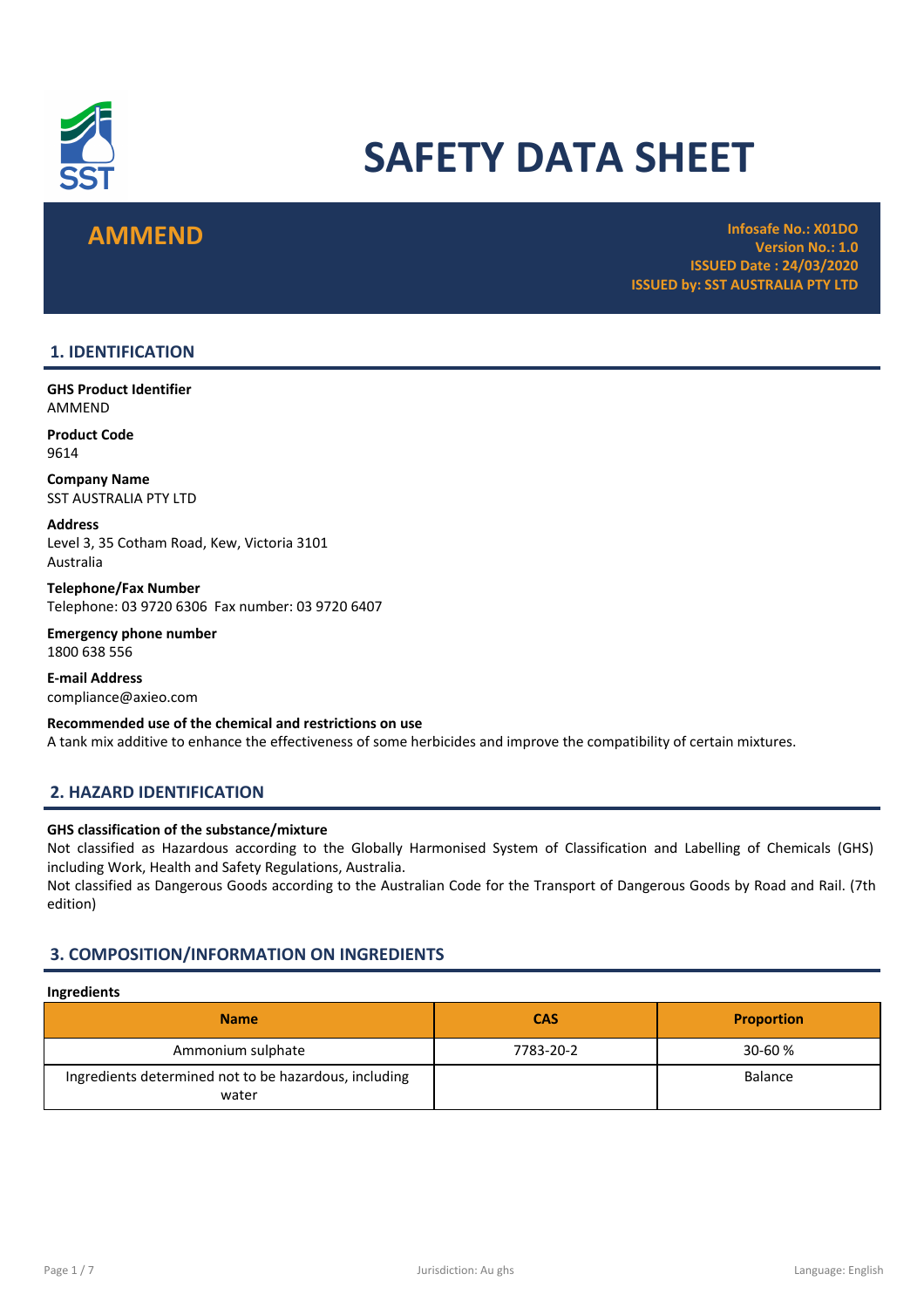# SAFETY DATA SHEET

## AMMEND

**Infosafe No.: X01DO**
**Version No.: 1.0**
**ISSUED Date : 24/03/2020**
**ISSUED by: SST AUSTRALIA PTY LTD**

## 1. IDENTIFICATION

**GHS Product Identifier**
AMMEND

**Product Code**
9614

**Company Name**
SST AUSTRALIA PTY LTD

**Address**
Level 3, 35 Cotham Road, Kew, Victoria 3101
Australia

**Telephone/Fax Number**
Telephone: 03 9720 6306 Fax number: 03 9720 6407

**Emergency phone number**
1800 638 556

**E-mail Address**
compliance@axieo.com

**Recommended use of the chemical and restrictions on use**
A tank mix additive to enhance the effectiveness of some herbicides and improve the compatibility of certain mixtures.

## 2. HAZARD IDENTIFICATION

**GHS classification of the substance/mixture**
Not classified as Hazardous according to the Globally Harmonised System of Classification and Labelling of Chemicals (GHS) including Work, Health and Safety Regulations, Australia.
Not classified as Dangerous Goods according to the Australian Code for the Transport of Dangerous Goods by Road and Rail. (7th edition)

## 3. COMPOSITION/INFORMATION ON INGREDIENTS

**Ingredients**

| Name | CAS | Proportion |
|---|---|---|
| Ammonium sulphate | 7783-20-2 | 30-60 % |
| Ingredients determined not to be hazardous, including water | | Balance |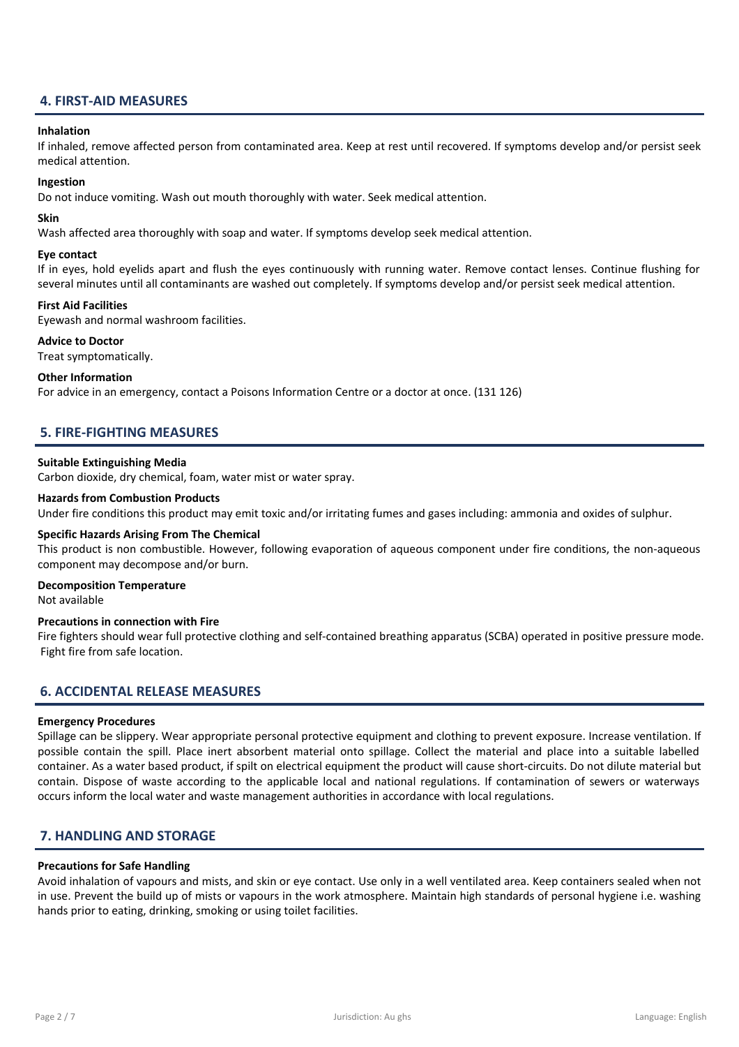## 4. FIRST-AID MEASURES

**Inhalation**

If inhaled, remove affected person from contaminated area. Keep at rest until recovered. If symptoms develop and/or persist seek medical attention.

**Ingestion**

Do not induce vomiting. Wash out mouth thoroughly with water. Seek medical attention.

**Skin**

Wash affected area thoroughly with soap and water. If symptoms develop seek medical attention.

**Eye contact**

If in eyes, hold eyelids apart and flush the eyes continuously with running water. Remove contact lenses. Continue flushing for several minutes until all contaminants are washed out completely. If symptoms develop and/or persist seek medical attention.

**First Aid Facilities**

Eyewash and normal washroom facilities.

**Advice to Doctor**

Treat symptomatically.

**Other Information**

For advice in an emergency, contact a Poisons Information Centre or a doctor at once. (131 126)

## 5. FIRE-FIGHTING MEASURES

**Suitable Extinguishing Media**

Carbon dioxide, dry chemical, foam, water mist or water spray.

**Hazards from Combustion Products**

Under fire conditions this product may emit toxic and/or irritating fumes and gases including: ammonia and oxides of sulphur.

**Specific Hazards Arising From The Chemical**

This product is non combustible. However, following evaporation of aqueous component under fire conditions, the non-aqueous component may decompose and/or burn.

**Decomposition Temperature**

Not available

**Precautions in connection with Fire**

Fire fighters should wear full protective clothing and self-contained breathing apparatus (SCBA) operated in positive pressure mode. Fight fire from safe location.

## 6. ACCIDENTAL RELEASE MEASURES

**Emergency Procedures**

Spillage can be slippery. Wear appropriate personal protective equipment and clothing to prevent exposure. Increase ventilation. If possible contain the spill. Place inert absorbent material onto spillage. Collect the material and place into a suitable labelled container. As a water based product, if spilt on electrical equipment the product will cause short-circuits. Do not dilute material but contain. Dispose of waste according to the applicable local and national regulations. If contamination of sewers or waterways occurs inform the local water and waste management authorities in accordance with local regulations.

## 7. HANDLING AND STORAGE

**Precautions for Safe Handling**

Avoid inhalation of vapours and mists, and skin or eye contact. Use only in a well ventilated area. Keep containers sealed when not in use. Prevent the build up of mists or vapours in the work atmosphere. Maintain high standards of personal hygiene i.e. washing hands prior to eating, drinking, smoking or using toilet facilities.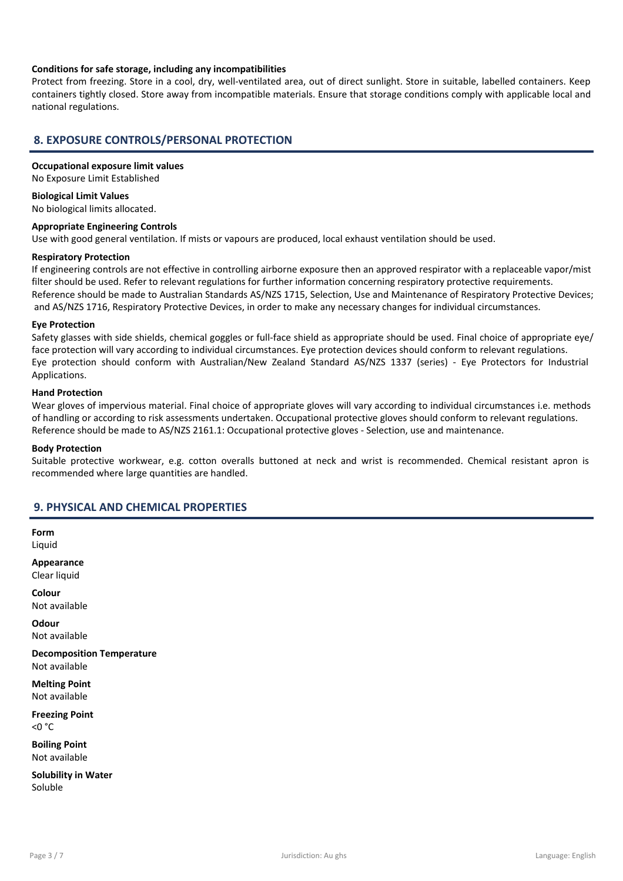**Conditions for safe storage, including any incompatibilities**

Protect from freezing. Store in a cool, dry, well-ventilated area, out of direct sunlight. Store in suitable, labelled containers. Keep containers tightly closed. Store away from incompatible materials. Ensure that storage conditions comply with applicable local and national regulations.

## 8. EXPOSURE CONTROLS/PERSONAL PROTECTION

**Occupational exposure limit values**

No Exposure Limit Established

**Biological Limit Values**

No biological limits allocated.

**Appropriate Engineering Controls**

Use with good general ventilation. If mists or vapours are produced, local exhaust ventilation should be used.

**Respiratory Protection**

If engineering controls are not effective in controlling airborne exposure then an approved respirator with a replaceable vapor/mist filter should be used. Refer to relevant regulations for further information concerning respiratory protective requirements. Reference should be made to Australian Standards AS/NZS 1715, Selection, Use and Maintenance of Respiratory Protective Devices; and AS/NZS 1716, Respiratory Protective Devices, in order to make any necessary changes for individual circumstances.

**Eye Protection**

Safety glasses with side shields, chemical goggles or full-face shield as appropriate should be used. Final choice of appropriate eye/ face protection will vary according to individual circumstances. Eye protection devices should conform to relevant regulations. Eye protection should conform with Australian/New Zealand Standard AS/NZS 1337 (series) - Eye Protectors for Industrial Applications.

**Hand Protection**

Wear gloves of impervious material. Final choice of appropriate gloves will vary according to individual circumstances i.e. methods of handling or according to risk assessments undertaken. Occupational protective gloves should conform to relevant regulations. Reference should be made to AS/NZS 2161.1: Occupational protective gloves - Selection, use and maintenance.

**Body Protection**

Suitable protective workwear, e.g. cotton overalls buttoned at neck and wrist is recommended. Chemical resistant apron is recommended where large quantities are handled.

## 9. PHYSICAL AND CHEMICAL PROPERTIES

**Form**

Liquid

**Appearance**

Clear liquid

**Colour**

Not available

**Odour**

Not available

**Decomposition Temperature**

Not available

**Melting Point**

Not available

**Freezing Point**

<0 °C

**Boiling Point**

Not available

**Solubility in Water**

Soluble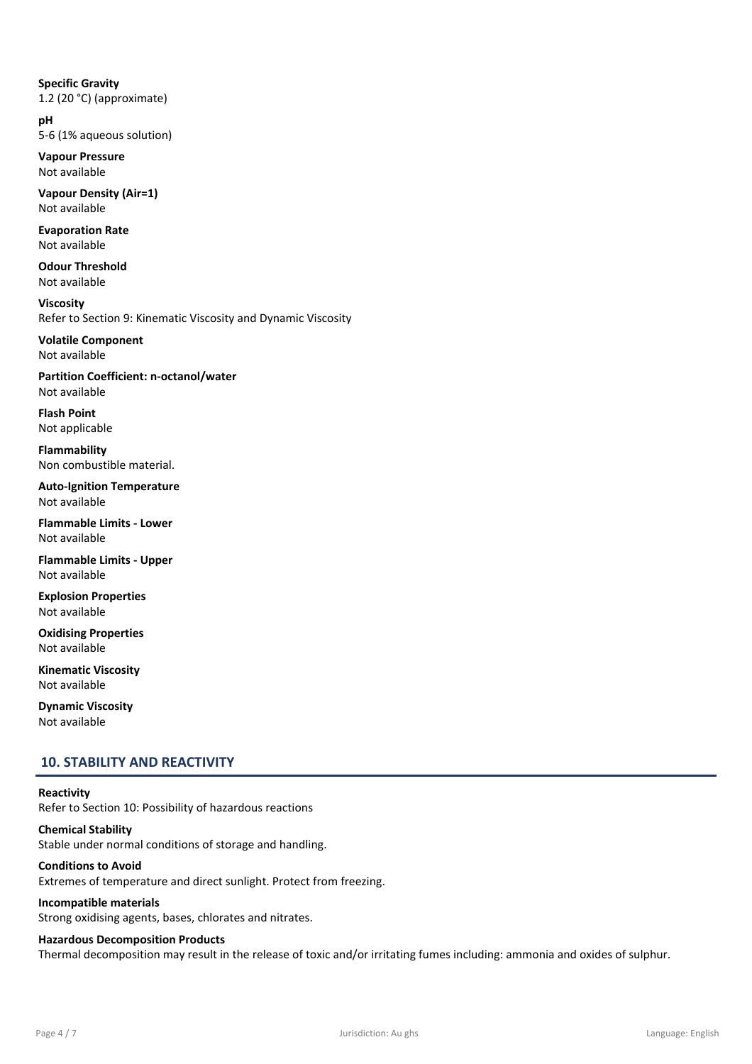**Specific Gravity**
1.2 (20 °C) (approximate)

**pH**
5-6 (1% aqueous solution)

**Vapour Pressure**
Not available

**Vapour Density (Air=1)**
Not available

**Evaporation Rate**
Not available

**Odour Threshold**
Not available

**Viscosity**
Refer to Section 9: Kinematic Viscosity and Dynamic Viscosity

**Volatile Component**
Not available

**Partition Coefficient: n-octanol/water**
Not available

**Flash Point**
Not applicable

**Flammability**
Non combustible material.

**Auto-Ignition Temperature**
Not available

**Flammable Limits - Lower**
Not available

**Flammable Limits - Upper**
Not available

**Explosion Properties**
Not available

**Oxidising Properties**
Not available

**Kinematic Viscosity**
Not available

**Dynamic Viscosity**
Not available

## 10. STABILITY AND REACTIVITY

**Reactivity**
Refer to Section 10: Possibility of hazardous reactions

**Chemical Stability**
Stable under normal conditions of storage and handling.

**Conditions to Avoid**
Extremes of temperature and direct sunlight. Protect from freezing.

**Incompatible materials**
Strong oxidising agents, bases, chlorates and nitrates.

**Hazardous Decomposition Products**
Thermal decomposition may result in the release of toxic and/or irritating fumes including: ammonia and oxides of sulphur.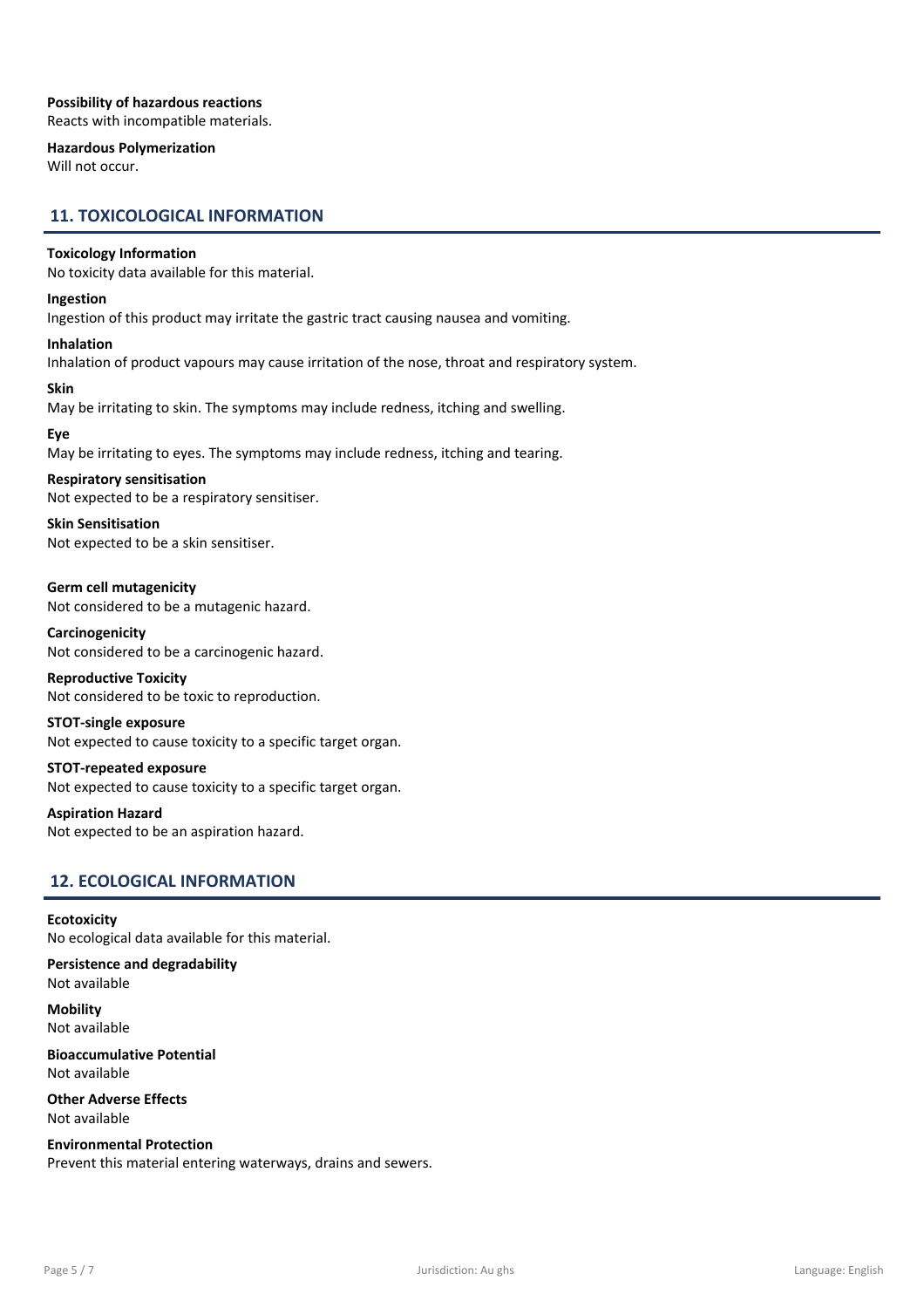**Possibility of hazardous reactions**
Reacts with incompatible materials.

**Hazardous Polymerization**
Will not occur.

## 11. TOXICOLOGICAL INFORMATION

**Toxicology Information**
No toxicity data available for this material.

**Ingestion**
Ingestion of this product may irritate the gastric tract causing nausea and vomiting.

**Inhalation**
Inhalation of product vapours may cause irritation of the nose, throat and respiratory system.

**Skin**
May be irritating to skin. The symptoms may include redness, itching and swelling.

**Eye**
May be irritating to eyes. The symptoms may include redness, itching and tearing.

**Respiratory sensitisation**
Not expected to be a respiratory sensitiser.

**Skin Sensitisation**
Not expected to be a skin sensitiser.

**Germ cell mutagenicity**
Not considered to be a mutagenic hazard.

**Carcinogenicity**
Not considered to be a carcinogenic hazard.

**Reproductive Toxicity**
Not considered to be toxic to reproduction.

**STOT-single exposure**
Not expected to cause toxicity to a specific target organ.

**STOT-repeated exposure**
Not expected to cause toxicity to a specific target organ.

**Aspiration Hazard**
Not expected to be an aspiration hazard.

## 12. ECOLOGICAL INFORMATION

**Ecotoxicity**
No ecological data available for this material.

**Persistence and degradability**
Not available

**Mobility**
Not available

**Bioaccumulative Potential**
Not available

**Other Adverse Effects**
Not available

**Environmental Protection**
Prevent this material entering waterways, drains and sewers.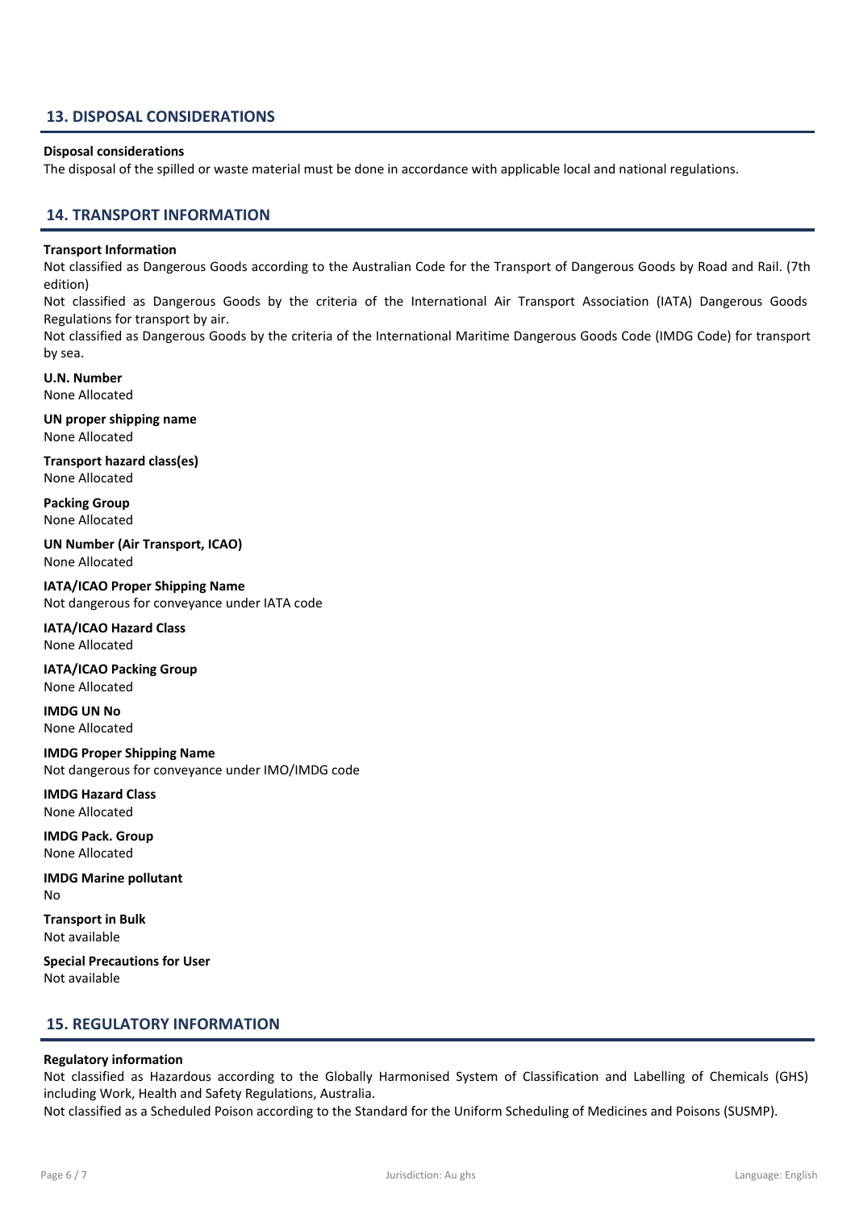## 13. DISPOSAL CONSIDERATIONS

**Disposal considerations**

The disposal of the spilled or waste material must be done in accordance with applicable local and national regulations.

## 14. TRANSPORT INFORMATION

**Transport Information**

Not classified as Dangerous Goods according to the Australian Code for the Transport of Dangerous Goods by Road and Rail. (7th edition)

Not classified as Dangerous Goods by the criteria of the International Air Transport Association (IATA) Dangerous Goods Regulations for transport by air.

Not classified as Dangerous Goods by the criteria of the International Maritime Dangerous Goods Code (IMDG Code) for transport by sea.

**U.N. Number**

None Allocated

**UN proper shipping name**

None Allocated

**Transport hazard class(es)**

None Allocated

**Packing Group**

None Allocated

**UN Number (Air Transport, ICAO)**

None Allocated

**IATA/ICAO Proper Shipping Name**

Not dangerous for conveyance under IATA code

**IATA/ICAO Hazard Class**

None Allocated

**IATA/ICAO Packing Group**

None Allocated

**IMDG UN No**

None Allocated

**IMDG Proper Shipping Name**

Not dangerous for conveyance under IMO/IMDG code

**IMDG Hazard Class**

None Allocated

**IMDG Pack. Group**

None Allocated

**IMDG Marine pollutant**

No

**Transport in Bulk**

Not available

**Special Precautions for User**

Not available

## 15. REGULATORY INFORMATION

**Regulatory information**

Not classified as Hazardous according to the Globally Harmonised System of Classification and Labelling of Chemicals (GHS) including Work, Health and Safety Regulations, Australia.

Not classified as a Scheduled Poison according to the Standard for the Uniform Scheduling of Medicines and Poisons (SUSMP).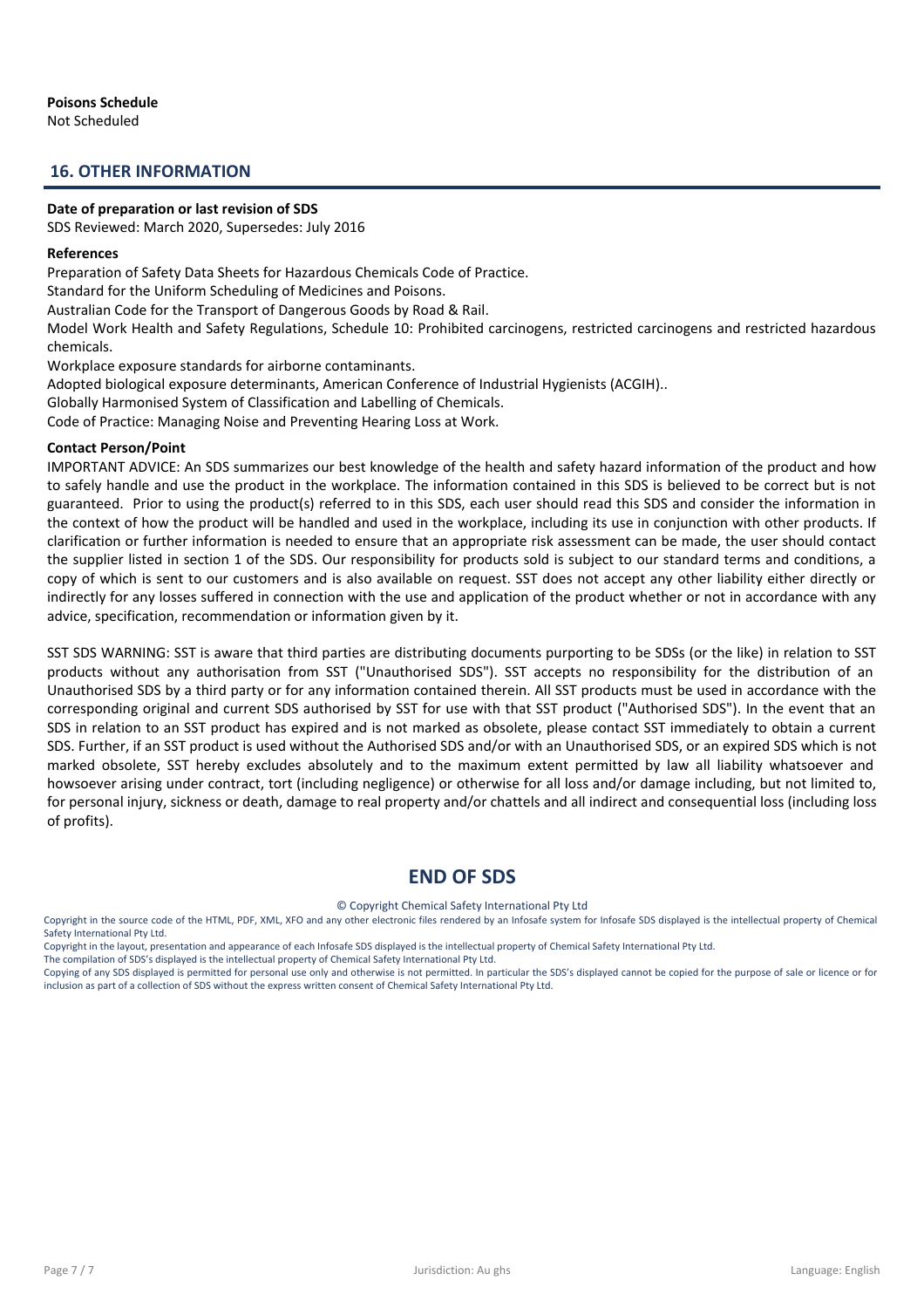**Poisons Schedule**

Not Scheduled

## 16. OTHER INFORMATION

**Date of preparation or last revision of SDS**

SDS Reviewed: March 2020, Supersedes: July 2016

**References**

Preparation of Safety Data Sheets for Hazardous Chemicals Code of Practice.

Standard for the Uniform Scheduling of Medicines and Poisons.

Australian Code for the Transport of Dangerous Goods by Road & Rail.

Model Work Health and Safety Regulations, Schedule 10: Prohibited carcinogens, restricted carcinogens and restricted hazardous chemicals.

Workplace exposure standards for airborne contaminants.

Adopted biological exposure determinants, American Conference of Industrial Hygienists (ACGIH)..

Globally Harmonised System of Classification and Labelling of Chemicals.

Code of Practice: Managing Noise and Preventing Hearing Loss at Work.

**Contact Person/Point**

IMPORTANT ADVICE: An SDS summarizes our best knowledge of the health and safety hazard information of the product and how to safely handle and use the product in the workplace. The information contained in this SDS is believed to be correct but is not guaranteed. Prior to using the product(s) referred to in this SDS, each user should read this SDS and consider the information in the context of how the product will be handled and used in the workplace, including its use in conjunction with other products. If clarification or further information is needed to ensure that an appropriate risk assessment can be made, the user should contact the supplier listed in section 1 of the SDS. Our responsibility for products sold is subject to our standard terms and conditions, a copy of which is sent to our customers and is also available on request. SST does not accept any other liability either directly or indirectly for any losses suffered in connection with the use and application of the product whether or not in accordance with any advice, specification, recommendation or information given by it.

SST SDS WARNING: SST is aware that third parties are distributing documents purporting to be SDSs (or the like) in relation to SST products without any authorisation from SST ("Unauthorised SDS"). SST accepts no responsibility for the distribution of an Unauthorised SDS by a third party or for any information contained therein. All SST products must be used in accordance with the corresponding original and current SDS authorised by SST for use with that SST product ("Authorised SDS"). In the event that an SDS in relation to an SST product has expired and is not marked as obsolete, please contact SST immediately to obtain a current SDS. Further, if an SST product is used without the Authorised SDS and/or with an Unauthorised SDS, or an expired SDS which is not marked obsolete, SST hereby excludes absolutely and to the maximum extent permitted by law all liability whatsoever and howsoever arising under contract, tort (including negligence) or otherwise for all loss and/or damage including, but not limited to, for personal injury, sickness or death, damage to real property and/or chattels and all indirect and consequential loss (including loss of profits).

## END OF SDS

© Copyright Chemical Safety International Pty Ltd

Copyright in the source code of the HTML, PDF, XML, XFO and any other electronic files rendered by an Infosafe system for Infosafe SDS displayed is the intellectual property of Chemical Safety International Pty Ltd.

Copyright in the layout, presentation and appearance of each Infosafe SDS displayed is the intellectual property of Chemical Safety International Pty Ltd.

The compilation of SDS's displayed is the intellectual property of Chemical Safety International Pty Ltd.

Copying of any SDS displayed is permitted for personal use only and otherwise is not permitted. In particular the SDS's displayed cannot be copied for the purpose of sale or licence or for inclusion as part of a collection of SDS without the express written consent of Chemical Safety International Pty Ltd.